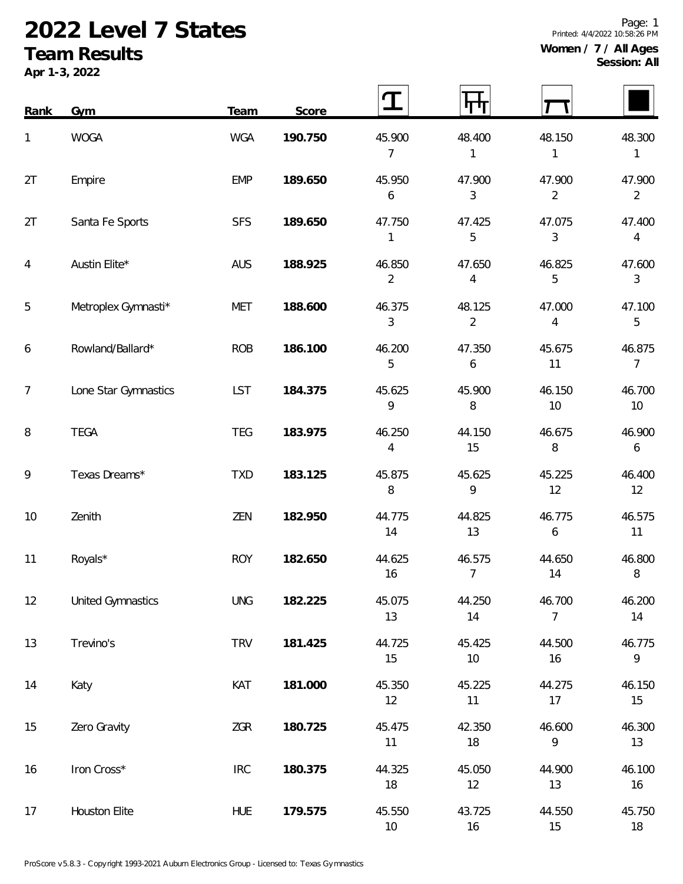# 2022 Level 7 States

## Team Results

**Apr 1-3, 2022**

**Women / 7 / All Ages**
**Session: All**

| Rank | Gym | Team | Score | Vault | Bars | Beam | Floor |
|---|---|---|---|---|---|---|---|
| 1 | WOGA | WGA | **190.750** | 45.900<br>7 | 48.400<br>1 | 48.150<br>1 | 48.300<br>1 |
| 2T | Empire | EMP | **189.650** | 45.950<br>6 | 47.900<br>3 | 47.900<br>2 | 47.900<br>2 |
| 2T | Santa Fe Sports | SFS | **189.650** | 47.750<br>1 | 47.425<br>5 | 47.075<br>3 | 47.400<br>4 |
| 4 | Austin Elite* | AUS | **188.925** | 46.850<br>2 | 47.650<br>4 | 46.825<br>5 | 47.600<br>3 |
| 5 | Metroplex Gymnasti* | MET | **188.600** | 46.375<br>3 | 48.125<br>2 | 47.000<br>4 | 47.100<br>5 |
| 6 | Rowland/Ballard* | ROB | **186.100** | 46.200<br>5 | 47.350<br>6 | 45.675<br>11 | 46.875<br>7 |
| 7 | Lone Star Gymnastics | LST | **184.375** | 45.625<br>9 | 45.900<br>8 | 46.150<br>10 | 46.700<br>10 |
| 8 | TEGA | TEG | **183.975** | 46.250<br>4 | 44.150<br>15 | 46.675<br>8 | 46.900<br>6 |
| 9 | Texas Dreams* | TXD | **183.125** | 45.875<br>8 | 45.625<br>9 | 45.225<br>12 | 46.400<br>12 |
| 10 | Zenith | ZEN | **182.950** | 44.775<br>14 | 44.825<br>13 | 46.775<br>6 | 46.575<br>11 |
| 11 | Royals* | ROY | **182.650** | 44.625<br>16 | 46.575<br>7 | 44.650<br>14 | 46.800<br>8 |
| 12 | United Gymnastics | UNG | **182.225** | 45.075<br>13 | 44.250<br>14 | 46.700<br>7 | 46.200<br>14 |
| 13 | Trevino's | TRV | **181.425** | 44.725<br>15 | 45.425<br>10 | 44.500<br>16 | 46.775<br>9 |
| 14 | Katy | KAT | **181.000** | 45.350<br>12 | 45.225<br>11 | 44.275<br>17 | 46.150<br>15 |
| 15 | Zero Gravity | ZGR | **180.725** | 45.475<br>11 | 42.350<br>18 | 46.600<br>9 | 46.300<br>13 |
| 16 | Iron Cross* | IRC | **180.375** | 44.325<br>18 | 45.050<br>12 | 44.900<br>13 | 46.100<br>16 |
| 17 | Houston Elite | HUE | **179.575** | 45.550<br>10 | 43.725<br>16 | 44.550<br>15 | 45.750<br>18 |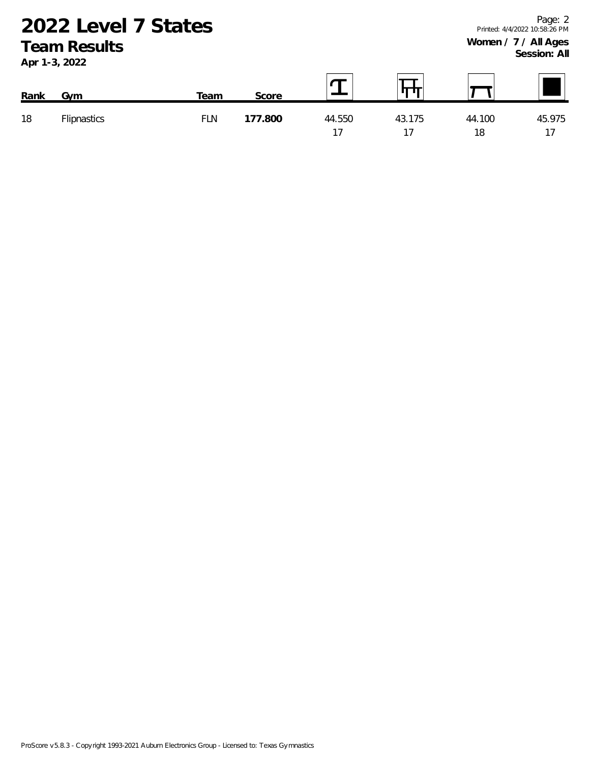# 2022 Level 7 States

## Team Results

**Apr 1-3, 2022**

**Women / 7 / All Ages**
**Session: All**

| Rank | Gym | Team | Score | Vault | Bars | Beam | Floor |
|---|---|---|---|---|---|---|---|
| 18 | Flipnastics | FLN | **177.800** | 44.550<br>17 | 43.175<br>17 | 44.100<br>18 | 45.975<br>17 |

ProScore v5.8.3 - Copyright 1993-2021 Auburn Electronics Group - Licensed to: Texas Gymnastics